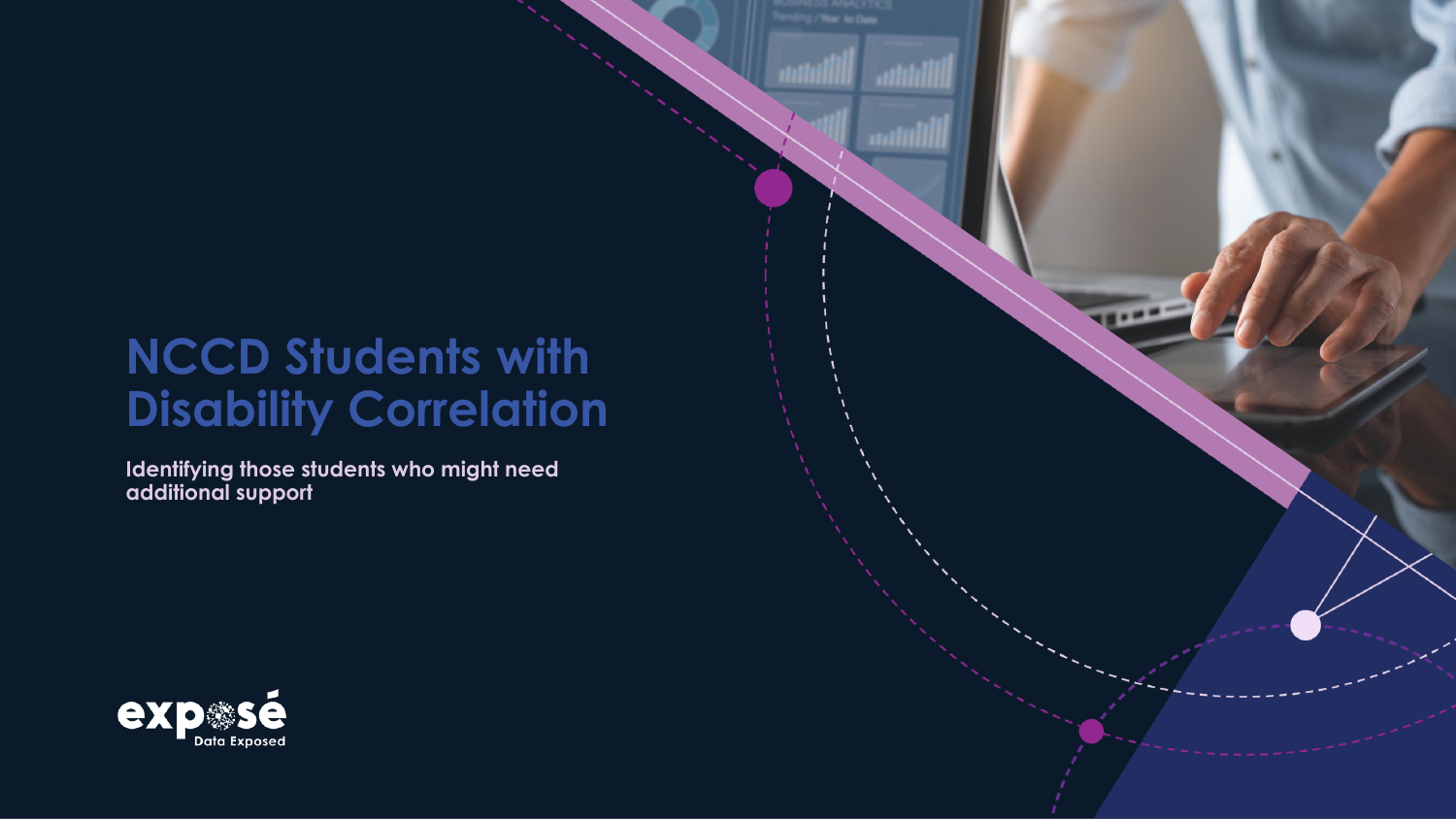# NCCD Students with Disability Correlation

**Identifying those students who might need additional support**

exposé
Data Exposed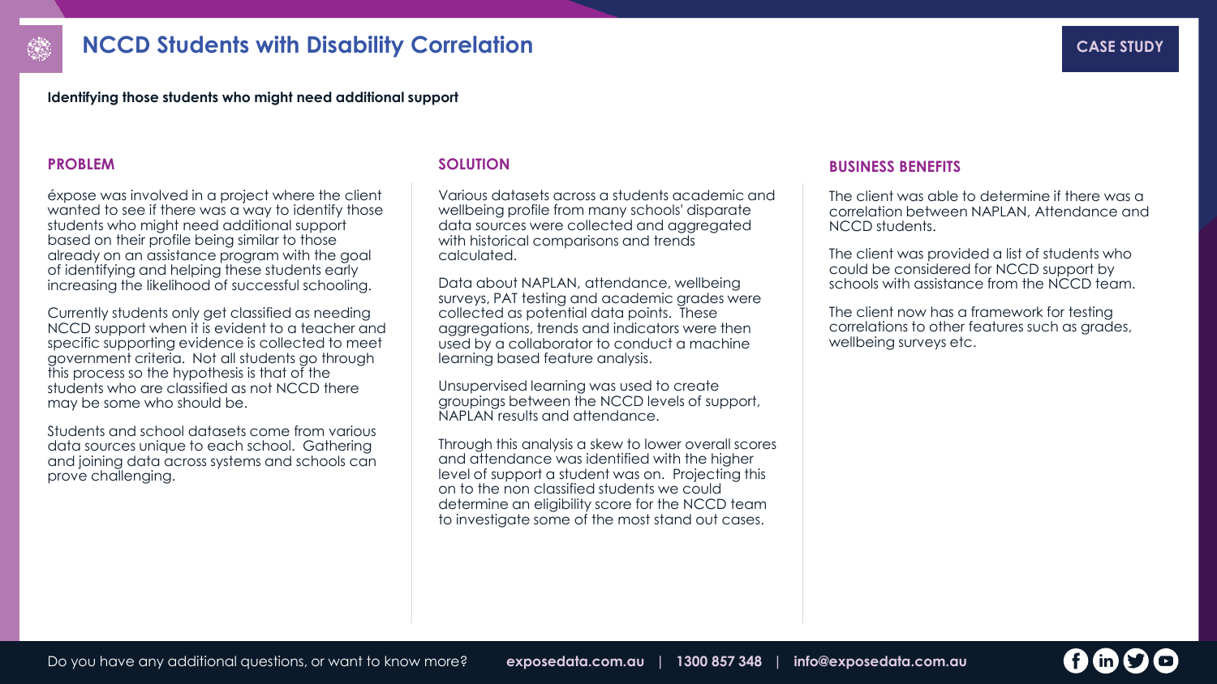# NCCD Students with Disability Correlation

CASE STUDY

**Identifying those students who might need additional support**

## PROBLEM

éxpose was involved in a project where the client wanted to see if there was a way to identify those students who might need additional support based on their profile being similar to those already on an assistance program with the goal of identifying and helping these students early increasing the likelihood of successful schooling.

Currently students only get classified as needing NCCD support when it is evident to a teacher and specific supporting evidence is collected to meet government criteria. Not all students go through this process so the hypothesis is that of the students who are classified as not NCCD there may be some who should be.

Students and school datasets come from various data sources unique to each school. Gathering and joining data across systems and schools can prove challenging.

## SOLUTION

Various datasets across a students academic and wellbeing profile from many schools' disparate data sources were collected and aggregated with historical comparisons and trends calculated.

Data about NAPLAN, attendance, wellbeing surveys, PAT testing and academic grades were collected as potential data points. These aggregations, trends and indicators were then used by a collaborator to conduct a machine learning based feature analysis.

Unsupervised learning was used to create groupings between the NCCD levels of support, NAPLAN results and attendance.

Through this analysis a skew to lower overall scores and attendance was identified with the higher level of support a student was on. Projecting this on to the non classified students we could determine an eligibility score for the NCCD team to investigate some of the most stand out cases.

## BUSINESS BENEFITS

The client was able to determine if there was a correlation between NAPLAN, Attendance and NCCD students.

The client was provided a list of students who could be considered for NCCD support by schools with assistance from the NCCD team.

The client now has a framework for testing correlations to other features such as grades, wellbeing surveys etc.

Do you have any additional questions, or want to know more? **exposedata.com.au** | **1300 857 348** | **info@exposedata.com.au**